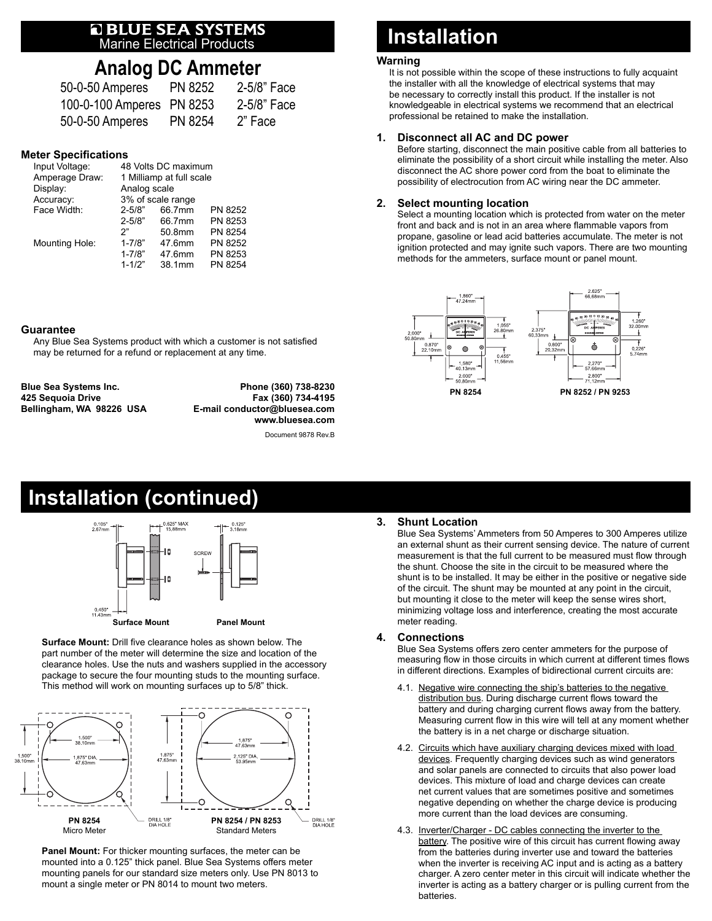# BLUE SEA SYSTEMS

Marine Electrical Products

# Analog DC Ammeter

| | | |
|---|---|---|
| 50-0-50 Amperes | PN 8252 | 2-5/8" Face |
| 100-0-100 Amperes | PN 8253 | 2-5/8" Face |
| 50-0-50 Amperes | PN 8254 | 2" Face |

### Meter Specifications

| | | | |
|---|---|---|---|
| Input Voltage: | 48 Volts DC maximum | | |
| Amperage Draw: | 1 Milliamp at full scale | | |
| Display: | Analog scale | | |
| Accuracy: | 3% of scale range | | |
| Face Width: | 2-5/8" | 66.7mm | PN 8252 |
| | 2-5/8" | 66.7mm | PN 8253 |
| | 2" | 50.8mm | PN 8254 |
| Mounting Hole: | 1-7/8" | 47.6mm | PN 8252 |
| | 1-7/8" | 47.6mm | PN 8253 |
| | 1-1/2" | 38.1mm | PN 8254 |

### Guarantee

Any Blue Sea Systems product with which a customer is not satisfied may be returned for a refund or replacement at any time.

**Blue Sea Systems Inc.**
**425 Sequoia Drive**
**Bellingham, WA 98226 USA**

**Phone (360) 738-8230**
**Fax (360) 734-4195**
**E-mail conductor@bluesea.com**
**www.bluesea.com**

Document 9878 Rev.B

# Installation

### Warning

It is not possible within the scope of these instructions to fully acquaint the installer with all the knowledge of electrical systems that may be necessary to correctly install this product. If the installer is not knowledgeable in electrical systems we recommend that an electrical professional be retained to make the installation.

### 1. Disconnect all AC and DC power

Before starting, disconnect the main positive cable from all batteries to eliminate the possibility of a short circuit while installing the meter. Also disconnect the AC shore power cord from the boat to eliminate the possibility of electrocution from AC wiring near the DC ammeter.

### 2. Select mounting location

Select a mounting location which is protected from water on the meter front and back and is not in an area where flammable vapors from propane, gasoline or lead acid batteries accumulate. The meter is not ignition protected and may ignite such vapors. There are two mounting methods for the ammeters, surface mount or panel mount.

PN 8254 PN 8252 / PN 9253

# Installation (continued)

Surface Mount Panel Mount

**Surface Mount:** Drill five clearance holes as shown below. The part number of the meter will determine the size and location of the clearance holes. Use the nuts and washers supplied in the accessory package to secure the four mounting studs to the mounting surface. This method will work on mounting surfaces up to 5/8" thick.

**PN 8254**
Micro Meter

**PN 8254 / PN 8253**
Standard Meters

**Panel Mount:** For thicker mounting surfaces, the meter can be mounted into a 0.125" thick panel. Blue Sea Systems offers meter mounting panels for our standard size meters only. Use PN 8013 to mount a single meter or PN 8014 to mount two meters.

### 3. Shunt Location

Blue Sea Systems' Ammeters from 50 Amperes to 300 Amperes utilize an external shunt as their current sensing device. The nature of current measurement is that the full current to be measured must flow through the shunt. Choose the site in the circuit to be measured where the shunt is to be installed. It may be either in the positive or negative side of the circuit. The shunt may be mounted at any point in the circuit, but mounting it close to the meter will keep the sense wires short, minimizing voltage loss and interference, creating the most accurate meter reading.

### 4. Connections

Blue Sea Systems offers zero center ammeters for the purpose of measuring flow in those circuits in which current at different times flows in different directions. Examples of bidirectional current circuits are:

4.1. Negative wire connecting the ship's batteries to the negative distribution bus. During discharge current flows toward the battery and during charging current flows away from the battery. Measuring current flow in this wire will tell at any moment whether the battery is in a net charge or discharge situation.

4.2. Circuits which have auxiliary charging devices mixed with load devices. Frequently charging devices such as wind generators and solar panels are connected to circuits that also power load devices. This mixture of load and charge devices can create net current values that are sometimes positive and sometimes negative depending on whether the charge device is producing more current than the load devices are consuming.

4.3. Inverter/Charger - DC cables connecting the inverter to the battery. The positive wire of this circuit has current flowing away from the batteries during inverter use and toward the batteries when the inverter is receiving AC input and is acting as a battery charger. A zero center meter in this circuit will indicate whether the inverter is acting as a battery charger or is pulling current from the batteries.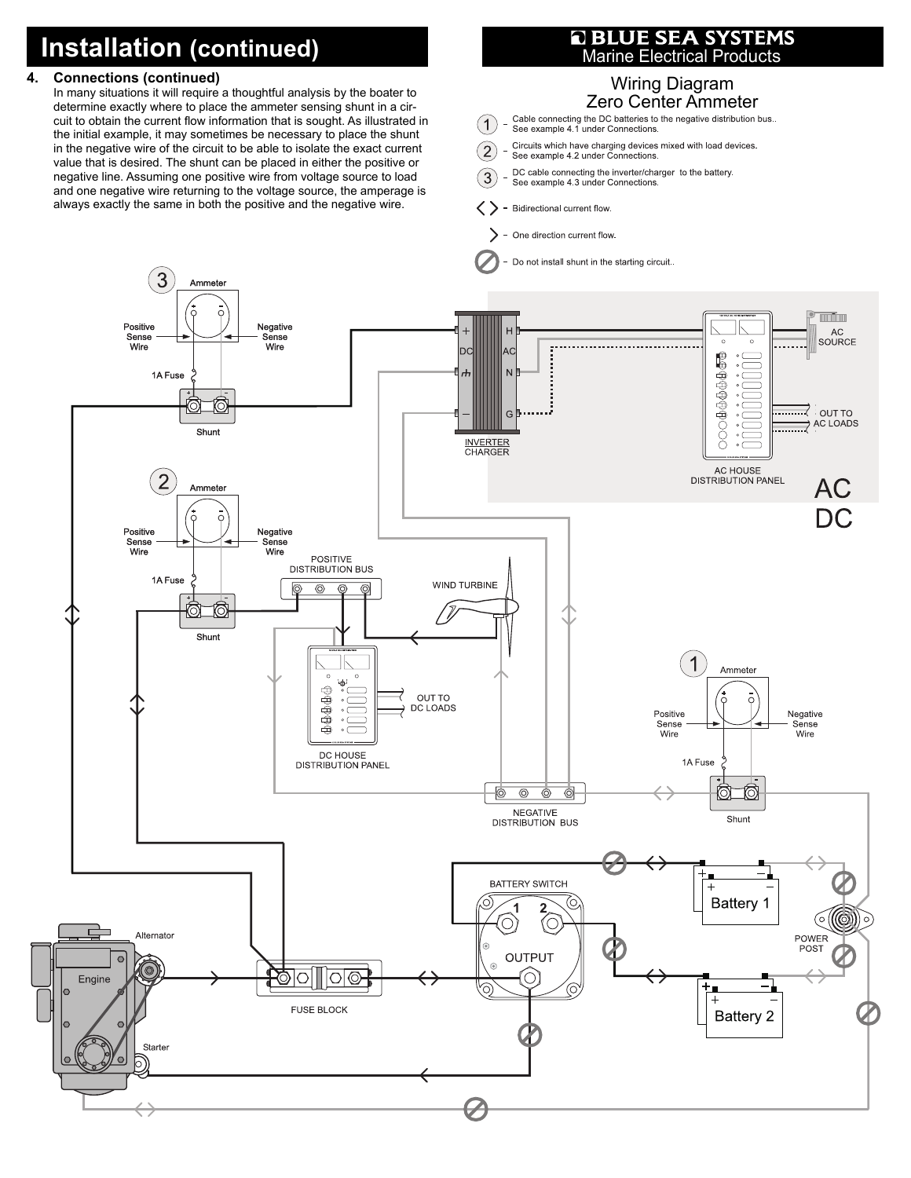# Installation (continued)

**4. Connections (continued)**

In many situations it will require a thoughtful analysis by the boater to determine exactly where to place the ammeter sensing shunt in a circuit to obtain the current flow information that is sought. As illustrated in the initial example, it may sometimes be necessary to place the shunt in the negative wire of the circuit to be able to isolate the exact current value that is desired. The shunt can be placed in either the positive or negative line. Assuming one positive wire from voltage source to load and one negative wire returning to the voltage source, the amperage is always exactly the same in both the positive and the negative wire.

BLUE SEA SYSTEMS
Marine Electrical Products

## Wiring Diagram
## Zero Center Ammeter

1 - Cable connecting the DC batteries to the negative distribution bus.. See example 4.1 under Connections.

2 - Circuits which have charging devices mixed with load devices. See example 4.2 under Connections.

3 - DC cable connecting the inverter/charger to the battery. See example 4.3 under Connections.

< > - Bidirectional current flow.

> - One direction current flow.

⊘ - Do not install shunt in the starting circuit..

3
Ammeter
Positive Sense Wire
Negative Sense Wire
1A Fuse
Shunt

INVERTER CHARGER
DC
AC
H
N
G
AC SOURCE
OUT TO AC LOADS
AC HOUSE DISTRIBUTION PANEL
AC
DC

2
Ammeter
Positive Sense Wire
Negative Sense Wire
1A Fuse
Shunt
POSITIVE DISTRIBUTION BUS
WIND TURBINE
OUT TO DC LOADS
DC HOUSE DISTRIBUTION PANEL

1
Ammeter
Positive Sense Wire
Negative Sense Wire
1A Fuse
Shunt
NEGATIVE DISTRIBUTION BUS

BATTERY SWITCH
1 2
OUTPUT
Battery 1
Battery 2
POWER POST
Alternator
Engine
Starter
FUSE BLOCK